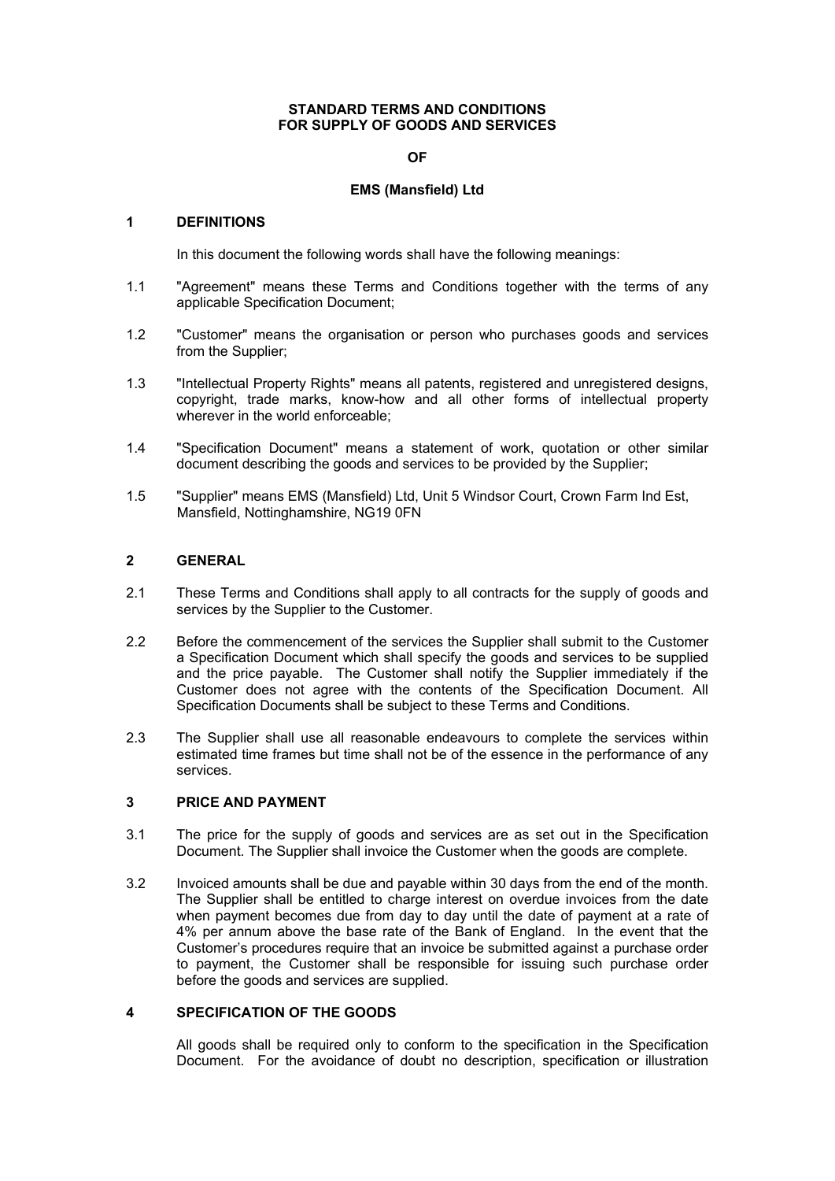**STANDARD TERMS AND CONDITIONS**
**FOR SUPPLY OF GOODS AND SERVICES**

**OF**

**EMS (Mansfield) Ltd**

## 1 DEFINITIONS

In this document the following words shall have the following meanings:

1.1 "Agreement" means these Terms and Conditions together with the terms of any applicable Specification Document;

1.2 "Customer" means the organisation or person who purchases goods and services from the Supplier;

1.3 "Intellectual Property Rights" means all patents, registered and unregistered designs, copyright, trade marks, know-how and all other forms of intellectual property wherever in the world enforceable;

1.4 "Specification Document" means a statement of work, quotation or other similar document describing the goods and services to be provided by the Supplier;

1.5 "Supplier" means EMS (Mansfield) Ltd, Unit 5 Windsor Court, Crown Farm Ind Est, Mansfield, Nottinghamshire, NG19 0FN

## 2 GENERAL

2.1 These Terms and Conditions shall apply to all contracts for the supply of goods and services by the Supplier to the Customer.

2.2 Before the commencement of the services the Supplier shall submit to the Customer a Specification Document which shall specify the goods and services to be supplied and the price payable. The Customer shall notify the Supplier immediately if the Customer does not agree with the contents of the Specification Document. All Specification Documents shall be subject to these Terms and Conditions.

2.3 The Supplier shall use all reasonable endeavours to complete the services within estimated time frames but time shall not be of the essence in the performance of any services.

## 3 PRICE AND PAYMENT

3.1 The price for the supply of goods and services are as set out in the Specification Document. The Supplier shall invoice the Customer when the goods are complete.

3.2 Invoiced amounts shall be due and payable within 30 days from the end of the month. The Supplier shall be entitled to charge interest on overdue invoices from the date when payment becomes due from day to day until the date of payment at a rate of 4% per annum above the base rate of the Bank of England. In the event that the Customer's procedures require that an invoice be submitted against a purchase order to payment, the Customer shall be responsible for issuing such purchase order before the goods and services are supplied.

## 4 SPECIFICATION OF THE GOODS

All goods shall be required only to conform to the specification in the Specification Document. For the avoidance of doubt no description, specification or illustration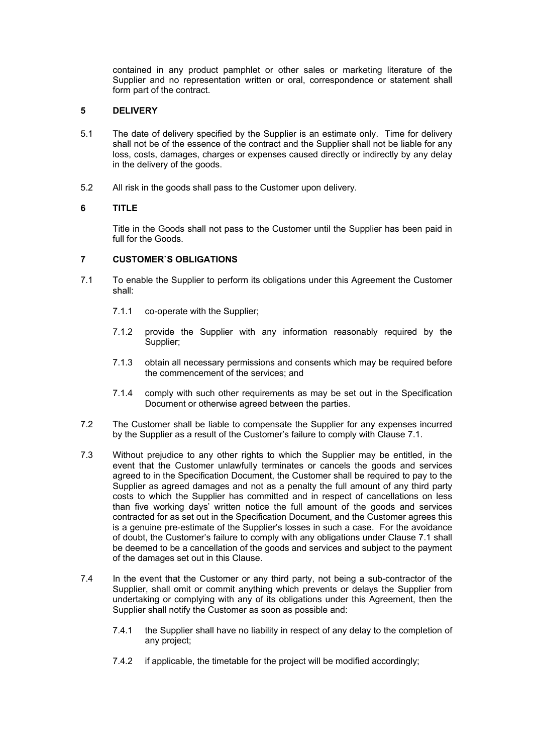contained in any product pamphlet or other sales or marketing literature of the Supplier and no representation written or oral, correspondence or statement shall form part of the contract.

## 5 DELIVERY

5.1 The date of delivery specified by the Supplier is an estimate only. Time for delivery shall not be of the essence of the contract and the Supplier shall not be liable for any loss, costs, damages, charges or expenses caused directly or indirectly by any delay in the delivery of the goods.

5.2 All risk in the goods shall pass to the Customer upon delivery.

## 6 TITLE

Title in the Goods shall not pass to the Customer until the Supplier has been paid in full for the Goods.

## 7 CUSTOMER`S OBLIGATIONS

7.1 To enable the Supplier to perform its obligations under this Agreement the Customer shall:

7.1.1 co-operate with the Supplier;

7.1.2 provide the Supplier with any information reasonably required by the Supplier;

7.1.3 obtain all necessary permissions and consents which may be required before the commencement of the services; and

7.1.4 comply with such other requirements as may be set out in the Specification Document or otherwise agreed between the parties.

7.2 The Customer shall be liable to compensate the Supplier for any expenses incurred by the Supplier as a result of the Customer's failure to comply with Clause 7.1.

7.3 Without prejudice to any other rights to which the Supplier may be entitled, in the event that the Customer unlawfully terminates or cancels the goods and services agreed to in the Specification Document, the Customer shall be required to pay to the Supplier as agreed damages and not as a penalty the full amount of any third party costs to which the Supplier has committed and in respect of cancellations on less than five working days' written notice the full amount of the goods and services contracted for as set out in the Specification Document, and the Customer agrees this is a genuine pre-estimate of the Supplier's losses in such a case. For the avoidance of doubt, the Customer's failure to comply with any obligations under Clause 7.1 shall be deemed to be a cancellation of the goods and services and subject to the payment of the damages set out in this Clause.

7.4 In the event that the Customer or any third party, not being a sub-contractor of the Supplier, shall omit or commit anything which prevents or delays the Supplier from undertaking or complying with any of its obligations under this Agreement, then the Supplier shall notify the Customer as soon as possible and:

7.4.1 the Supplier shall have no liability in respect of any delay to the completion of any project;

7.4.2 if applicable, the timetable for the project will be modified accordingly;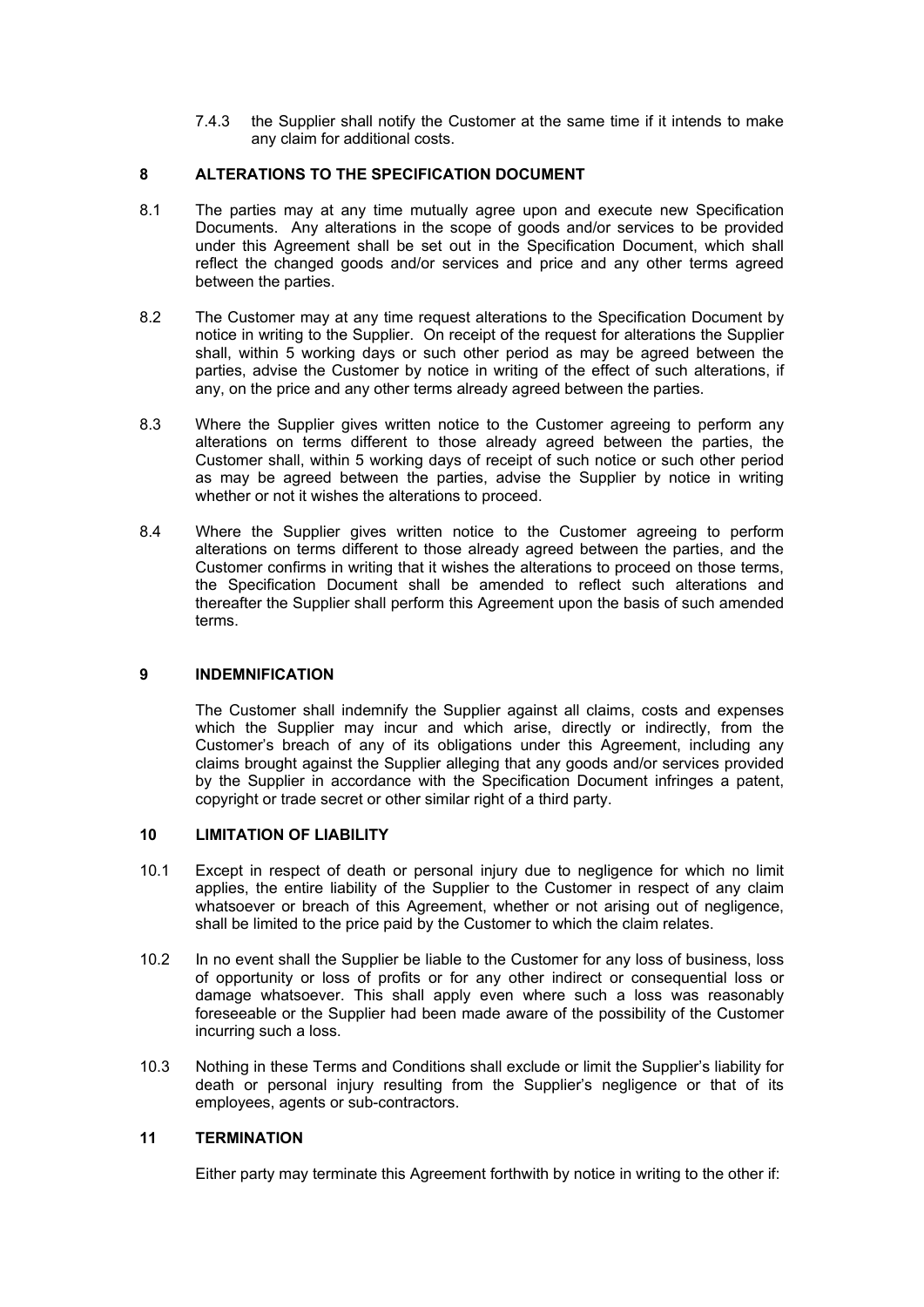7.4.3 the Supplier shall notify the Customer at the same time if it intends to make any claim for additional costs.

## 8 ALTERATIONS TO THE SPECIFICATION DOCUMENT

8.1 The parties may at any time mutually agree upon and execute new Specification Documents. Any alterations in the scope of goods and/or services to be provided under this Agreement shall be set out in the Specification Document, which shall reflect the changed goods and/or services and price and any other terms agreed between the parties.

8.2 The Customer may at any time request alterations to the Specification Document by notice in writing to the Supplier. On receipt of the request for alterations the Supplier shall, within 5 working days or such other period as may be agreed between the parties, advise the Customer by notice in writing of the effect of such alterations, if any, on the price and any other terms already agreed between the parties.

8.3 Where the Supplier gives written notice to the Customer agreeing to perform any alterations on terms different to those already agreed between the parties, the Customer shall, within 5 working days of receipt of such notice or such other period as may be agreed between the parties, advise the Supplier by notice in writing whether or not it wishes the alterations to proceed.

8.4 Where the Supplier gives written notice to the Customer agreeing to perform alterations on terms different to those already agreed between the parties, and the Customer confirms in writing that it wishes the alterations to proceed on those terms, the Specification Document shall be amended to reflect such alterations and thereafter the Supplier shall perform this Agreement upon the basis of such amended terms.

## 9 INDEMNIFICATION

The Customer shall indemnify the Supplier against all claims, costs and expenses which the Supplier may incur and which arise, directly or indirectly, from the Customer's breach of any of its obligations under this Agreement, including any claims brought against the Supplier alleging that any goods and/or services provided by the Supplier in accordance with the Specification Document infringes a patent, copyright or trade secret or other similar right of a third party.

## 10 LIMITATION OF LIABILITY

10.1 Except in respect of death or personal injury due to negligence for which no limit applies, the entire liability of the Supplier to the Customer in respect of any claim whatsoever or breach of this Agreement, whether or not arising out of negligence, shall be limited to the price paid by the Customer to which the claim relates.

10.2 In no event shall the Supplier be liable to the Customer for any loss of business, loss of opportunity or loss of profits or for any other indirect or consequential loss or damage whatsoever. This shall apply even where such a loss was reasonably foreseeable or the Supplier had been made aware of the possibility of the Customer incurring such a loss.

10.3 Nothing in these Terms and Conditions shall exclude or limit the Supplier's liability for death or personal injury resulting from the Supplier's negligence or that of its employees, agents or sub-contractors.

## 11 TERMINATION

Either party may terminate this Agreement forthwith by notice in writing to the other if: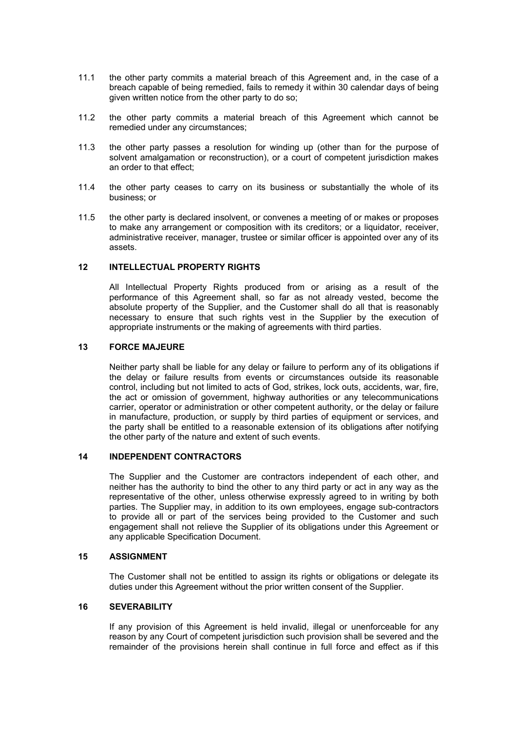11.1 the other party commits a material breach of this Agreement and, in the case of a breach capable of being remedied, fails to remedy it within 30 calendar days of being given written notice from the other party to do so;

11.2 the other party commits a material breach of this Agreement which cannot be remedied under any circumstances;

11.3 the other party passes a resolution for winding up (other than for the purpose of solvent amalgamation or reconstruction), or a court of competent jurisdiction makes an order to that effect;

11.4 the other party ceases to carry on its business or substantially the whole of its business; or

11.5 the other party is declared insolvent, or convenes a meeting of or makes or proposes to make any arrangement or composition with its creditors; or a liquidator, receiver, administrative receiver, manager, trustee or similar officer is appointed over any of its assets.

## 12 INTELLECTUAL PROPERTY RIGHTS

All Intellectual Property Rights produced from or arising as a result of the performance of this Agreement shall, so far as not already vested, become the absolute property of the Supplier, and the Customer shall do all that is reasonably necessary to ensure that such rights vest in the Supplier by the execution of appropriate instruments or the making of agreements with third parties.

## 13 FORCE MAJEURE

Neither party shall be liable for any delay or failure to perform any of its obligations if the delay or failure results from events or circumstances outside its reasonable control, including but not limited to acts of God, strikes, lock outs, accidents, war, fire, the act or omission of government, highway authorities or any telecommunications carrier, operator or administration or other competent authority, or the delay or failure in manufacture, production, or supply by third parties of equipment or services, and the party shall be entitled to a reasonable extension of its obligations after notifying the other party of the nature and extent of such events.

## 14 INDEPENDENT CONTRACTORS

The Supplier and the Customer are contractors independent of each other, and neither has the authority to bind the other to any third party or act in any way as the representative of the other, unless otherwise expressly agreed to in writing by both parties. The Supplier may, in addition to its own employees, engage sub-contractors to provide all or part of the services being provided to the Customer and such engagement shall not relieve the Supplier of its obligations under this Agreement or any applicable Specification Document.

## 15 ASSIGNMENT

The Customer shall not be entitled to assign its rights or obligations or delegate its duties under this Agreement without the prior written consent of the Supplier.

## 16 SEVERABILITY

If any provision of this Agreement is held invalid, illegal or unenforceable for any reason by any Court of competent jurisdiction such provision shall be severed and the remainder of the provisions herein shall continue in full force and effect as if this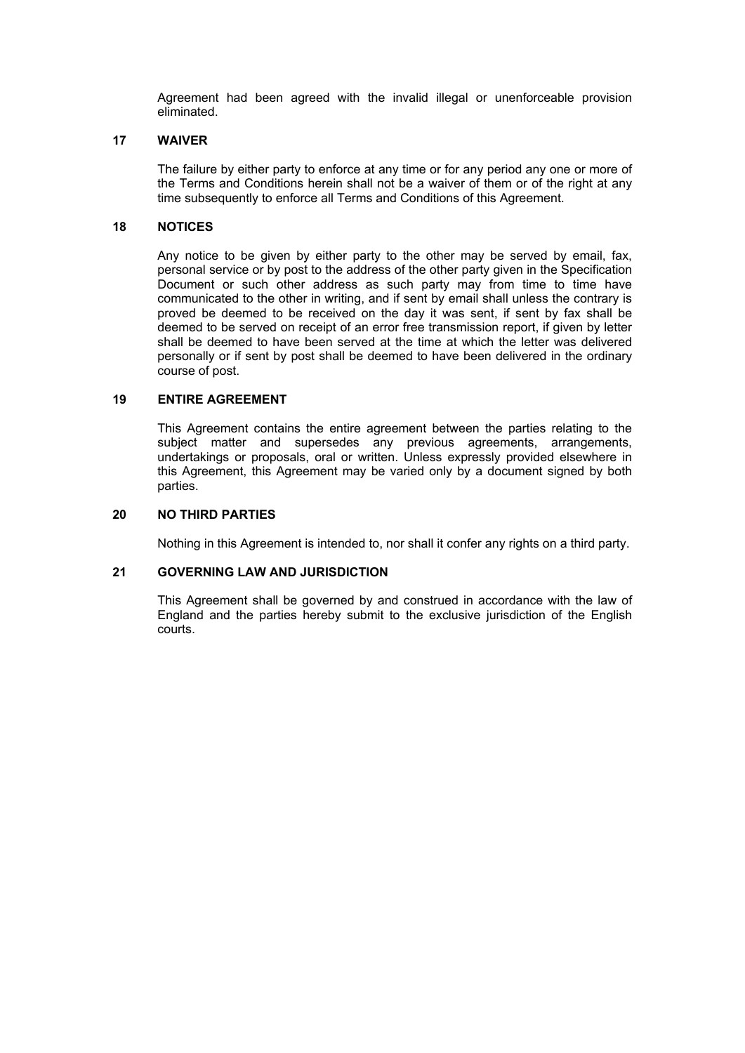Agreement had been agreed with the invalid illegal or unenforceable provision eliminated.

## 17 WAIVER

The failure by either party to enforce at any time or for any period any one or more of the Terms and Conditions herein shall not be a waiver of them or of the right at any time subsequently to enforce all Terms and Conditions of this Agreement.

## 18 NOTICES

Any notice to be given by either party to the other may be served by email, fax, personal service or by post to the address of the other party given in the Specification Document or such other address as such party may from time to time have communicated to the other in writing, and if sent by email shall unless the contrary is proved be deemed to be received on the day it was sent, if sent by fax shall be deemed to be served on receipt of an error free transmission report, if given by letter shall be deemed to have been served at the time at which the letter was delivered personally or if sent by post shall be deemed to have been delivered in the ordinary course of post.

## 19 ENTIRE AGREEMENT

This Agreement contains the entire agreement between the parties relating to the subject matter and supersedes any previous agreements, arrangements, undertakings or proposals, oral or written. Unless expressly provided elsewhere in this Agreement, this Agreement may be varied only by a document signed by both parties.

## 20 NO THIRD PARTIES

Nothing in this Agreement is intended to, nor shall it confer any rights on a third party.

## 21 GOVERNING LAW AND JURISDICTION

This Agreement shall be governed by and construed in accordance with the law of England and the parties hereby submit to the exclusive jurisdiction of the English courts.